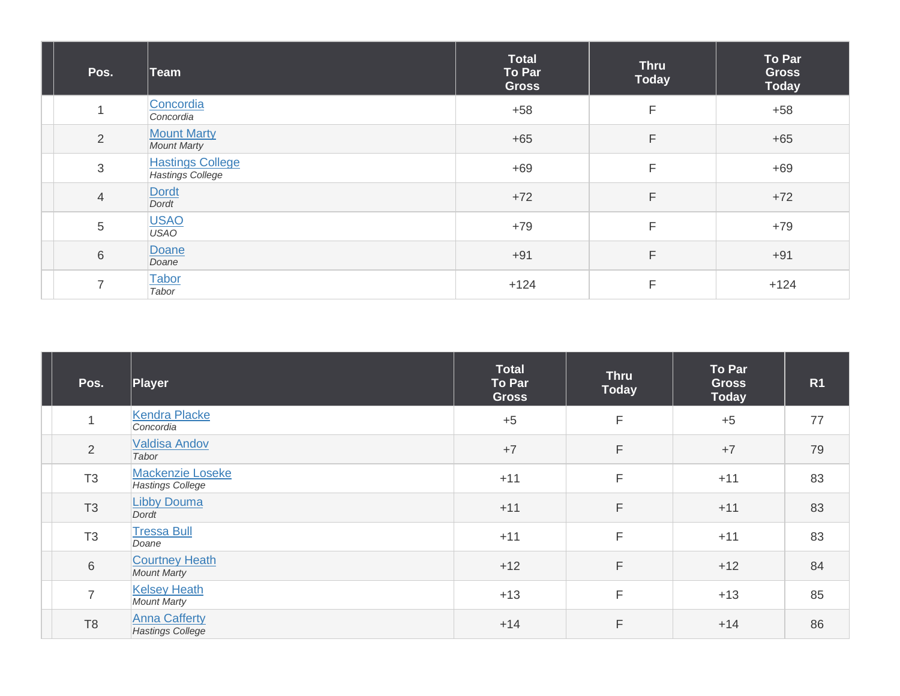| Pos. | Team | Total To Par Gross | Thru Today | To Par Gross Today |
| --- | --- | --- | --- | --- |
| 1 | Concordia *Concordia* | +58 | F | +58 |
| 2 | Mount Marty *Mount Marty* | +65 | F | +65 |
| 3 | Hastings College *Hastings College* | +69 | F | +69 |
| 4 | Dordt *Dordt* | +72 | F | +72 |
| 5 | USAO *USAO* | +79 | F | +79 |
| 6 | Doane *Doane* | +91 | F | +91 |
| 7 | Tabor *Tabor* | +124 | F | +124 |

| Pos. | Player | Total To Par Gross | Thru Today | To Par Gross Today | R1 |
| --- | --- | --- | --- | --- | --- |
| 1 | Kendra Placke *Concordia* | +5 | F | +5 | 77 |
| 2 | Valdisa Andov *Tabor* | +7 | F | +7 | 79 |
| T3 | Mackenzie Loseke *Hastings College* | +11 | F | +11 | 83 |
| T3 | Libby Douma *Dordt* | +11 | F | +11 | 83 |
| T3 | Tressa Bull *Doane* | +11 | F | +11 | 83 |
| 6 | Courtney Heath *Mount Marty* | +12 | F | +12 | 84 |
| 7 | Kelsey Heath *Mount Marty* | +13 | F | +13 | 85 |
| T8 | Anna Cafferty *Hastings College* | +14 | F | +14 | 86 |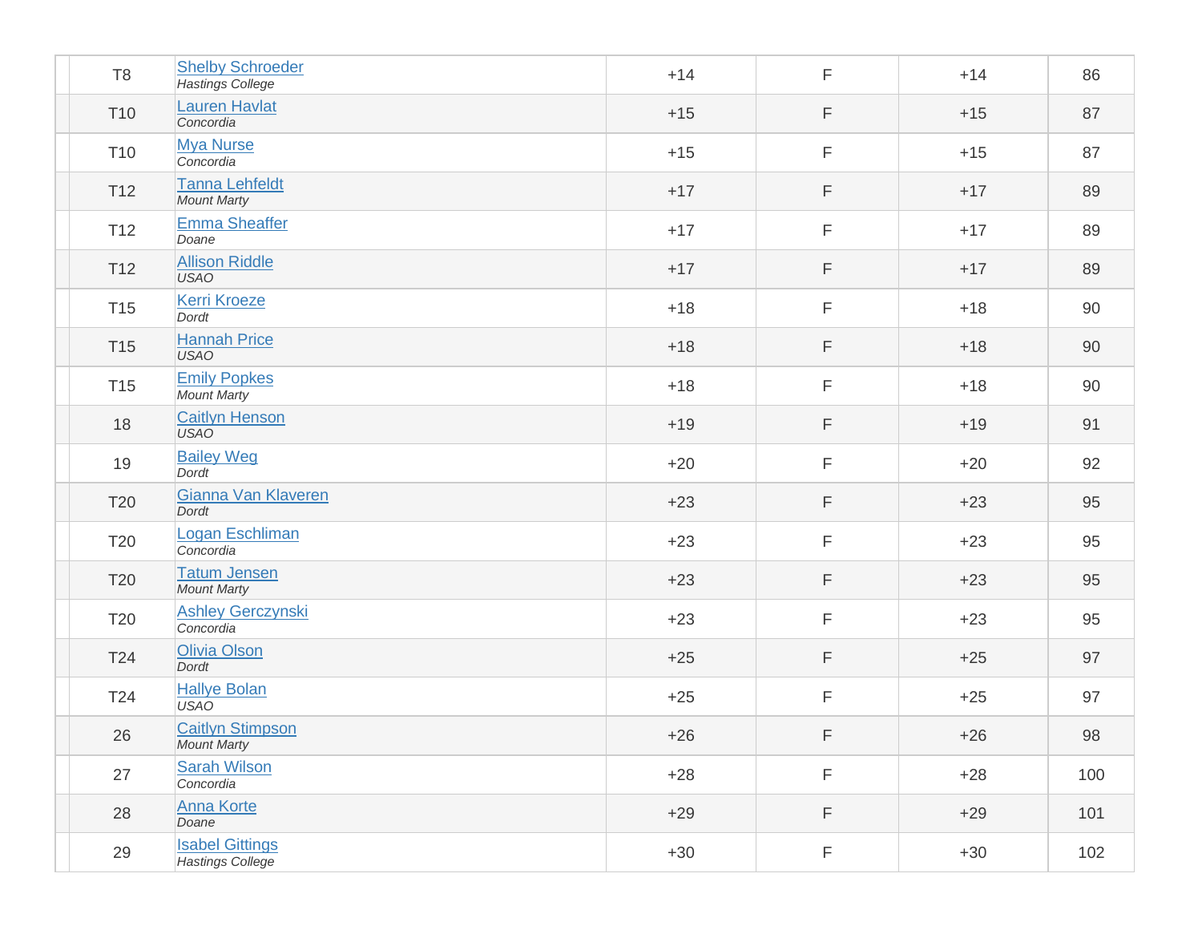| | Pos | Player | To Par | Thru | Score | Total |
|---|---|---|---|---|---|---|
| | T8 | Shelby Schroeder<br>*Hastings College* | +14 | F | +14 | 86 |
| | T10 | Lauren Havlat<br>*Concordia* | +15 | F | +15 | 87 |
| | T10 | Mya Nurse<br>*Concordia* | +15 | F | +15 | 87 |
| | T12 | Tanna Lehfeldt<br>*Mount Marty* | +17 | F | +17 | 89 |
| | T12 | Emma Sheaffer<br>*Doane* | +17 | F | +17 | 89 |
| | T12 | Allison Riddle<br>*USAO* | +17 | F | +17 | 89 |
| | T15 | Kerri Kroeze<br>*Dordt* | +18 | F | +18 | 90 |
| | T15 | Hannah Price<br>*USAO* | +18 | F | +18 | 90 |
| | T15 | Emily Popkes<br>*Mount Marty* | +18 | F | +18 | 90 |
| | 18 | Caitlyn Henson<br>*USAO* | +19 | F | +19 | 91 |
| | 19 | Bailey Weg<br>*Dordt* | +20 | F | +20 | 92 |
| | T20 | Gianna Van Klaveren<br>*Dordt* | +23 | F | +23 | 95 |
| | T20 | Logan Eschliman<br>*Concordia* | +23 | F | +23 | 95 |
| | T20 | Tatum Jensen<br>*Mount Marty* | +23 | F | +23 | 95 |
| | T20 | Ashley Gerczynski<br>*Concordia* | +23 | F | +23 | 95 |
| | T24 | Olivia Olson<br>*Dordt* | +25 | F | +25 | 97 |
| | T24 | Hallye Bolan<br>*USAO* | +25 | F | +25 | 97 |
| | 26 | Caitlyn Stimpson<br>*Mount Marty* | +26 | F | +26 | 98 |
| | 27 | Sarah Wilson<br>*Concordia* | +28 | F | +28 | 100 |
| | 28 | Anna Korte<br>*Doane* | +29 | F | +29 | 101 |
| | 29 | Isabel Gittings<br>*Hastings College* | +30 | F | +30 | 102 |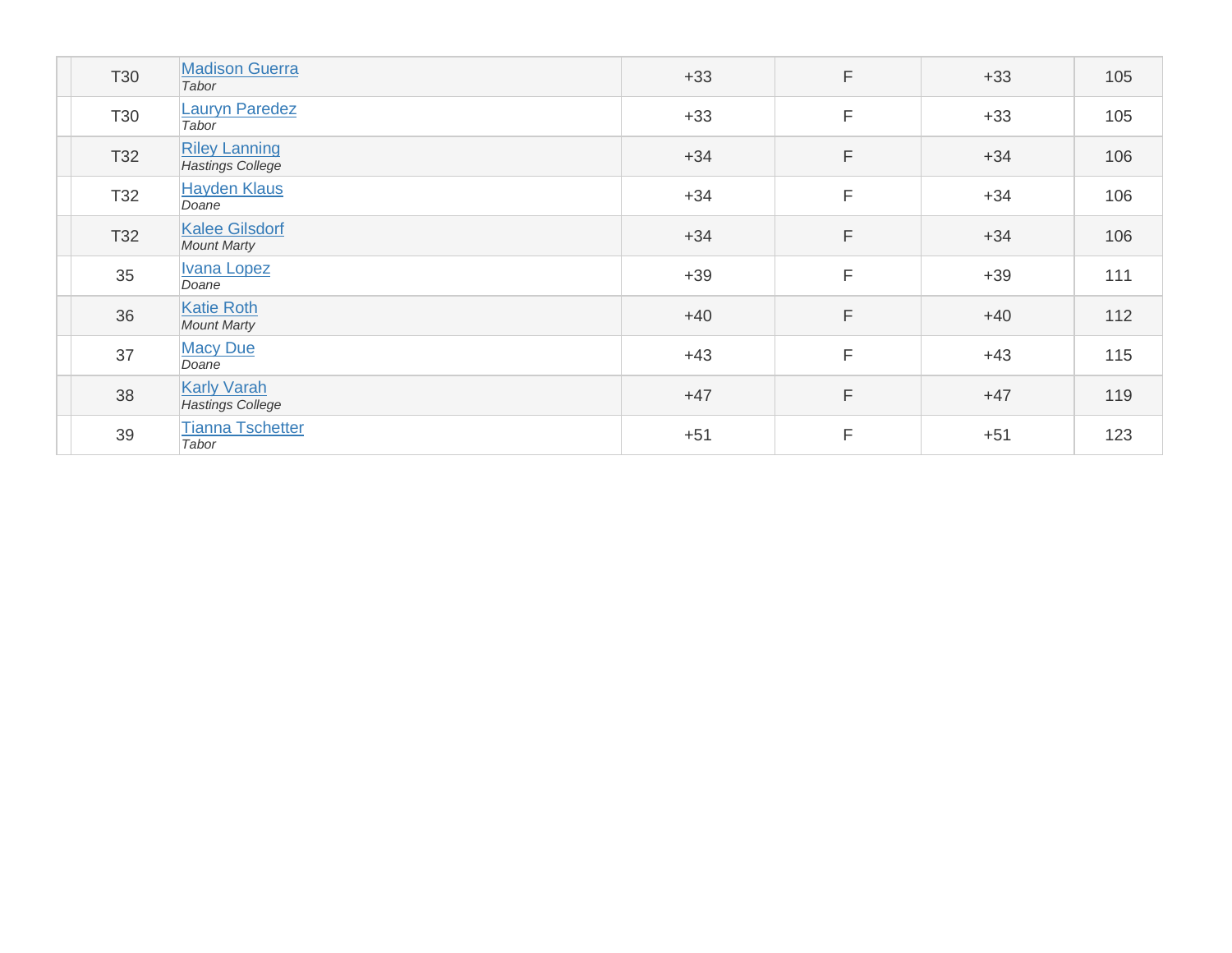| | | | | | | |
|---|---|---|---|---|---|---|
| | T30 | Madison Guerra<br>*Tabor* | +33 | F | +33 | 105 |
| | T30 | Lauryn Paredez<br>*Tabor* | +33 | F | +33 | 105 |
| | T32 | Riley Lanning<br>*Hastings College* | +34 | F | +34 | 106 |
| | T32 | Hayden Klaus<br>*Doane* | +34 | F | +34 | 106 |
| | T32 | Kalee Gilsdorf<br>*Mount Marty* | +34 | F | +34 | 106 |
| | 35 | Ivana Lopez<br>*Doane* | +39 | F | +39 | 111 |
| | 36 | Katie Roth<br>*Mount Marty* | +40 | F | +40 | 112 |
| | 37 | Macy Due<br>*Doane* | +43 | F | +43 | 115 |
| | 38 | Karly Varah<br>*Hastings College* | +47 | F | +47 | 119 |
| | 39 | Tianna Tschetter<br>*Tabor* | +51 | F | +51 | 123 |